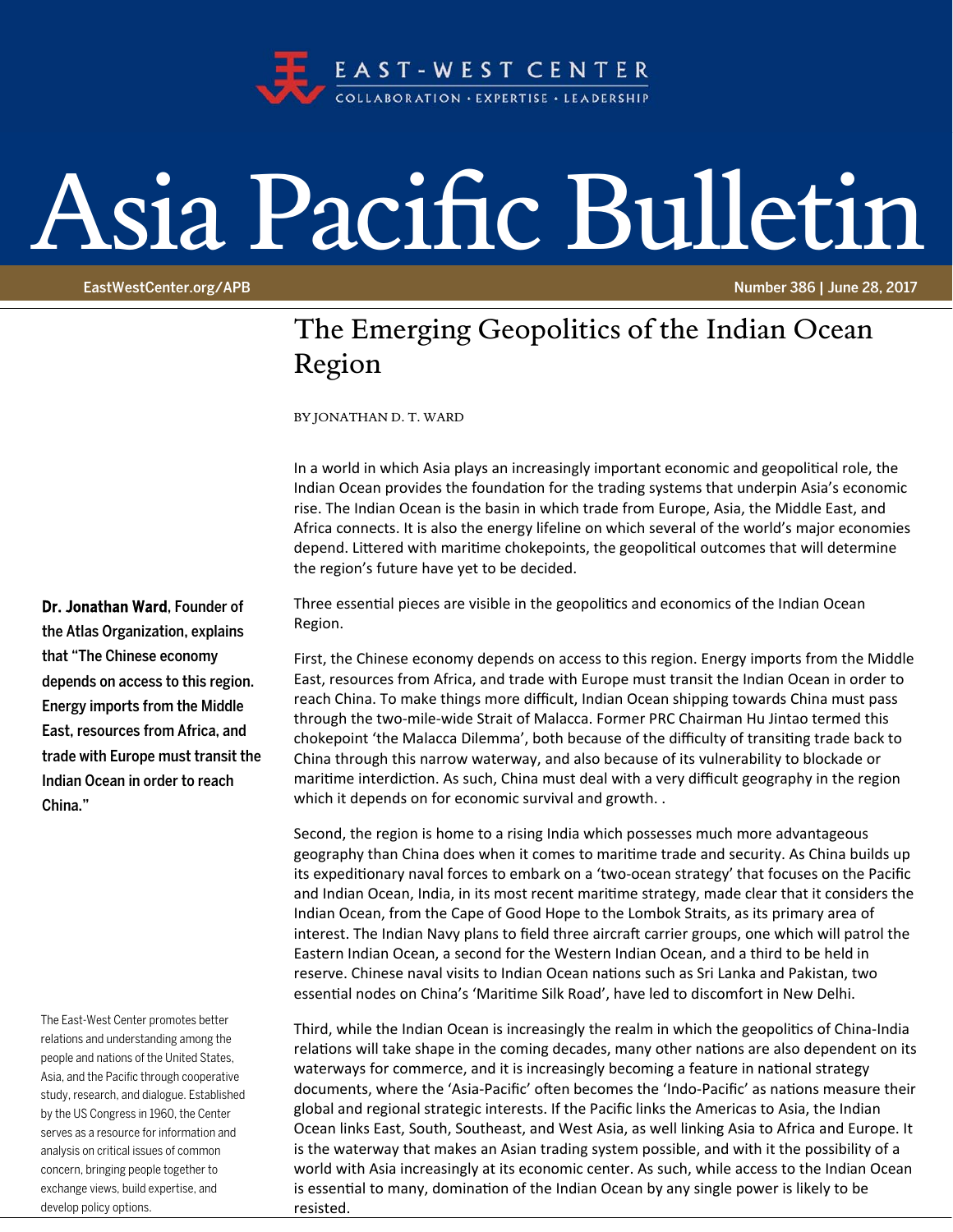EAST-WEST CENTER

COLLABORATION · EXPERTISE · LEADERSHIP

# Asia Pacific Bulletin

EastWestCenter.org/APB

Number 386 | June 28, 2017

## The Emerging Geopolitics of the Indian Ocean Region

BY JONATHAN D. T. WARD

In a world in which Asia plays an increasingly important economic and geopolitical role, the Indian Ocean provides the foundation for the trading systems that underpin Asia's economic rise. The Indian Ocean is the basin in which trade from Europe, Asia, the Middle East, and Africa connects. It is also the energy lifeline on which several of the world's major economies depend. Littered with maritime chokepoints, the geopolitical outcomes that will determine the region's future have yet to be decided.

**Dr. Jonathan Ward, Founder of the Atlas Organization, explains that "The Chinese economy depends on access to this region. Energy imports from the Middle East, resources from Africa, and trade with Europe must transit the Indian Ocean in order to reach China."**

Three essential pieces are visible in the geopolitics and economics of the Indian Ocean Region.

First, the Chinese economy depends on access to this region. Energy imports from the Middle East, resources from Africa, and trade with Europe must transit the Indian Ocean in order to reach China. To make things more difficult, Indian Ocean shipping towards China must pass through the two-mile-wide Strait of Malacca. Former PRC Chairman Hu Jintao termed this chokepoint 'the Malacca Dilemma', both because of the difficulty of transiting trade back to China through this narrow waterway, and also because of its vulnerability to blockade or maritime interdiction. As such, China must deal with a very difficult geography in the region which it depends on for economic survival and growth. .

Second, the region is home to a rising India which possesses much more advantageous geography than China does when it comes to maritime trade and security. As China builds up its expeditionary naval forces to embark on a 'two-ocean strategy' that focuses on the Pacific and Indian Ocean, India, in its most recent maritime strategy, made clear that it considers the Indian Ocean, from the Cape of Good Hope to the Lombok Straits, as its primary area of interest. The Indian Navy plans to field three aircraft carrier groups, one which will patrol the Eastern Indian Ocean, a second for the Western Indian Ocean, and a third to be held in reserve. Chinese naval visits to Indian Ocean nations such as Sri Lanka and Pakistan, two essential nodes on China's 'Maritime Silk Road', have led to discomfort in New Delhi.

Third, while the Indian Ocean is increasingly the realm in which the geopolitics of China-India relations will take shape in the coming decades, many other nations are also dependent on its waterways for commerce, and it is increasingly becoming a feature in national strategy documents, where the 'Asia-Pacific' often becomes the 'Indo-Pacific' as nations measure their global and regional strategic interests. If the Pacific links the Americas to Asia, the Indian Ocean links East, South, Southeast, and West Asia, as well linking Asia to Africa and Europe. It is the waterway that makes an Asian trading system possible, and with it the possibility of a world with Asia increasingly at its economic center. As such, while access to the Indian Ocean is essential to many, domination of the Indian Ocean by any single power is likely to be resisted.

The East-West Center promotes better relations and understanding among the people and nations of the United States, Asia, and the Pacific through cooperative study, research, and dialogue. Established by the US Congress in 1960, the Center serves as a resource for information and analysis on critical issues of common concern, bringing people together to exchange views, build expertise, and develop policy options.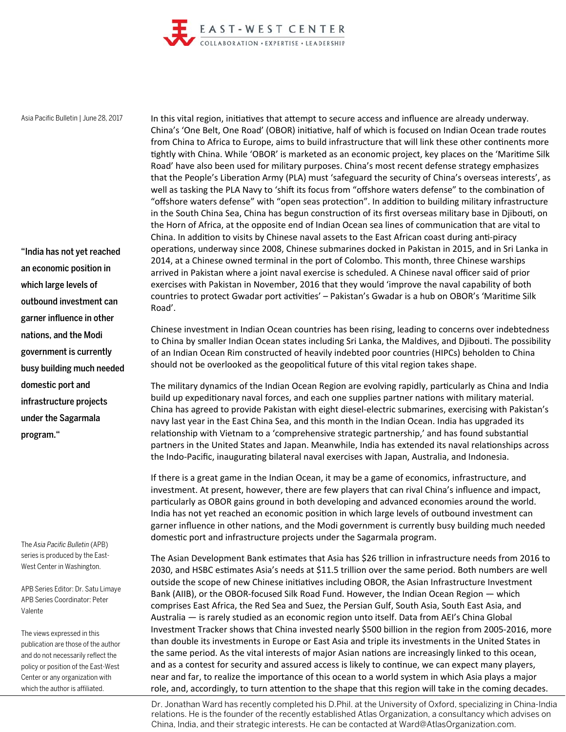Asia Pacific Bulletin | June 28, 2017

In this vital region, initiatives that attempt to secure access and influence are already underway. China's 'One Belt, One Road' (OBOR) initiative, half of which is focused on Indian Ocean trade routes from China to Africa to Europe, aims to build infrastructure that will link these other continents more tightly with China. While 'OBOR' is marketed as an economic project, key places on the 'Maritime Silk Road' have also been used for military purposes. China's most recent defense strategy emphasizes that the People's Liberation Army (PLA) must 'safeguard the security of China's overseas interests', as well as tasking the PLA Navy to 'shift its focus from "offshore waters defense" to the combination of "offshore waters defense" with "open seas protection". In addition to building military infrastructure in the South China Sea, China has begun construction of its first overseas military base in Djibouti, on the Horn of Africa, at the opposite end of Indian Ocean sea lines of communication that are vital to China. In addition to visits by Chinese naval assets to the East African coast during anti-piracy operations, underway since 2008, Chinese submarines docked in Pakistan in 2015, and in Sri Lanka in 2014, at a Chinese owned terminal in the port of Colombo. This month, three Chinese warships arrived in Pakistan where a joint naval exercise is scheduled. A Chinese naval officer said of prior exercises with Pakistan in November, 2016 that they would 'improve the naval capability of both countries to protect Gwadar port activities' – Pakistan's Gwadar is a hub on OBOR's 'Maritime Silk Road'.

**"India has not yet reached an economic position in which large levels of outbound investment can garner influence in other nations, and the Modi government is currently busy building much needed domestic port and infrastructure projects under the Sagarmala program."**

Chinese investment in Indian Ocean countries has been rising, leading to concerns over indebtedness to China by smaller Indian Ocean states including Sri Lanka, the Maldives, and Djibouti. The possibility of an Indian Ocean Rim constructed of heavily indebted poor countries (HIPCs) beholden to China should not be overlooked as the geopolitical future of this vital region takes shape.

The military dynamics of the Indian Ocean Region are evolving rapidly, particularly as China and India build up expeditionary naval forces, and each one supplies partner nations with military material. China has agreed to provide Pakistan with eight diesel-electric submarines, exercising with Pakistan's navy last year in the East China Sea, and this month in the Indian Ocean. India has upgraded its relationship with Vietnam to a 'comprehensive strategic partnership,' and has found substantial partners in the United States and Japan. Meanwhile, India has extended its naval relationships across the Indo-Pacific, inaugurating bilateral naval exercises with Japan, Australia, and Indonesia.

If there is a great game in the Indian Ocean, it may be a game of economics, infrastructure, and investment. At present, however, there are few players that can rival China's influence and impact, particularly as OBOR gains ground in both developing and advanced economies around the world. India has not yet reached an economic position in which large levels of outbound investment can garner influence in other nations, and the Modi government is currently busy building much needed domestic port and infrastructure projects under the Sagarmala program.

The Asian Development Bank estimates that Asia has $26 trillion in infrastructure needs from 2016 to 2030, and HSBC estimates Asia's needs at $11.5 trillion over the same period. Both numbers are well outside the scope of new Chinese initiatives including OBOR, the Asian Infrastructure Investment Bank (AIIB), or the OBOR-focused Silk Road Fund. However, the Indian Ocean Region — which comprises East Africa, the Red Sea and Suez, the Persian Gulf, South Asia, South East Asia, and Australia — is rarely studied as an economic region unto itself. Data from AEI's China Global Investment Tracker shows that China invested nearly $500 billion in the region from 2005-2016, more than double its investments in Europe or East Asia and triple its investments in the United States in the same period. As the vital interests of major Asian nations are increasingly linked to this ocean, and as a contest for security and assured access is likely to continue, we can expect many players, near and far, to realize the importance of this ocean to a world system in which Asia plays a major role, and, accordingly, to turn attention to the shape that this region will take in the coming decades.

The *Asia Pacific Bulletin* (APB) series is produced by the East-West Center in Washington.

APB Series Editor: Dr. Satu Limaye
APB Series Coordinator: Peter Valente

The views expressed in this publication are those of the author and do not necessarily reflect the policy or position of the East-West Center or any organization with which the author is affiliated.

Dr. Jonathan Ward has recently completed his D.Phil. at the University of Oxford, specializing in China-India relations. He is the founder of the recently established Atlas Organization, a consultancy which advises on China, India, and their strategic interests. He can be contacted at Ward@AtlasOrganization.com.